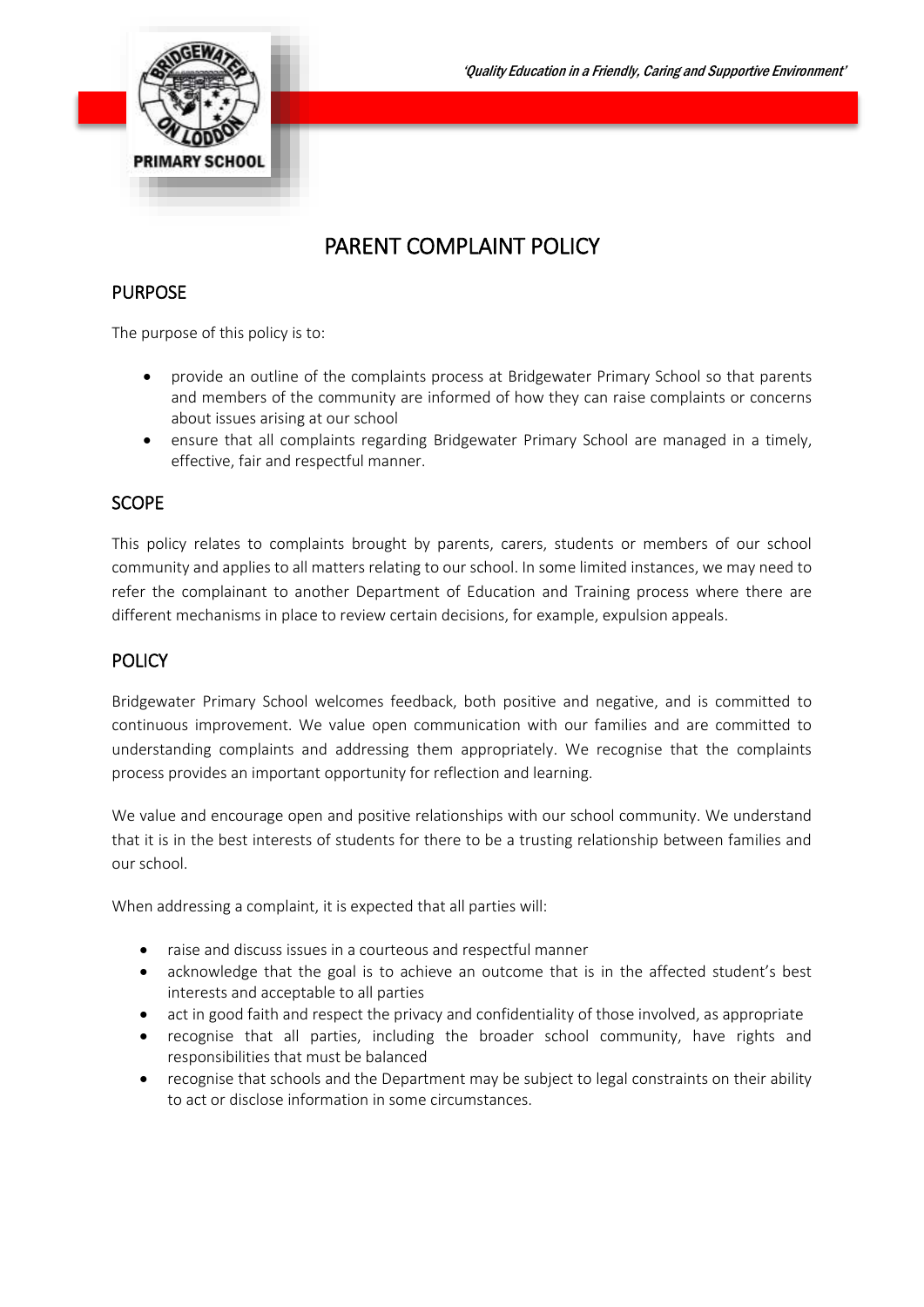*'Quality Education in a Friendly, Caring and Supportive Environment'*

# PARENT COMPLAINT POLICY

## PURPOSE

The purpose of this policy is to:

- provide an outline of the complaints process at Bridgewater Primary School so that parents and members of the community are informed of how they can raise complaints or concerns about issues arising at our school
- ensure that all complaints regarding Bridgewater Primary School are managed in a timely, effective, fair and respectful manner.

## SCOPE

This policy relates to complaints brought by parents, carers, students or members of our school community and applies to all matters relating to our school. In some limited instances, we may need to refer the complainant to another Department of Education and Training process where there are different mechanisms in place to review certain decisions, for example, expulsion appeals.

## POLICY

Bridgewater Primary School welcomes feedback, both positive and negative, and is committed to continuous improvement. We value open communication with our families and are committed to understanding complaints and addressing them appropriately. We recognise that the complaints process provides an important opportunity for reflection and learning.

We value and encourage open and positive relationships with our school community. We understand that it is in the best interests of students for there to be a trusting relationship between families and our school.

When addressing a complaint, it is expected that all parties will:

- raise and discuss issues in a courteous and respectful manner
- acknowledge that the goal is to achieve an outcome that is in the affected student's best interests and acceptable to all parties
- act in good faith and respect the privacy and confidentiality of those involved, as appropriate
- recognise that all parties, including the broader school community, have rights and responsibilities that must be balanced
- recognise that schools and the Department may be subject to legal constraints on their ability to act or disclose information in some circumstances.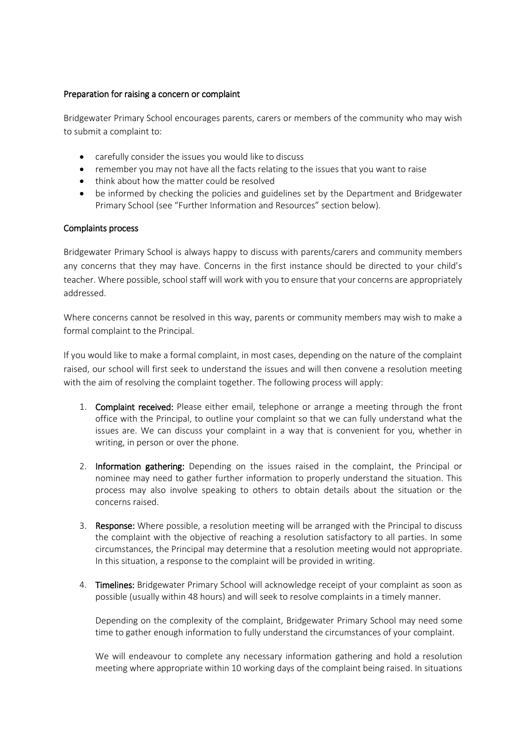## Preparation for raising a concern or complaint

Bridgewater Primary School encourages parents, carers or members of the community who may wish to submit a complaint to:

- carefully consider the issues you would like to discuss
- remember you may not have all the facts relating to the issues that you want to raise
- think about how the matter could be resolved
- be informed by checking the policies and guidelines set by the Department and Bridgewater Primary School (see "Further Information and Resources" section below).

## Complaints process

Bridgewater Primary School is always happy to discuss with parents/carers and community members any concerns that they may have. Concerns in the first instance should be directed to your child's teacher. Where possible, school staff will work with you to ensure that your concerns are appropriately addressed.

Where concerns cannot be resolved in this way, parents or community members may wish to make a formal complaint to the Principal.

If you would like to make a formal complaint, in most cases, depending on the nature of the complaint raised, our school will first seek to understand the issues and will then convene a resolution meeting with the aim of resolving the complaint together. The following process will apply:

1. **Complaint received:** Please either email, telephone or arrange a meeting through the front office with the Principal, to outline your complaint so that we can fully understand what the issues are. We can discuss your complaint in a way that is convenient for you, whether in writing, in person or over the phone.

2. **Information gathering:** Depending on the issues raised in the complaint, the Principal or nominee may need to gather further information to properly understand the situation. This process may also involve speaking to others to obtain details about the situation or the concerns raised.

3. **Response:** Where possible, a resolution meeting will be arranged with the Principal to discuss the complaint with the objective of reaching a resolution satisfactory to all parties. In some circumstances, the Principal may determine that a resolution meeting would not appropriate. In this situation, a response to the complaint will be provided in writing.

4. **Timelines:** Bridgewater Primary School will acknowledge receipt of your complaint as soon as possible (usually within 48 hours) and will seek to resolve complaints in a timely manner.

   Depending on the complexity of the complaint, Bridgewater Primary School may need some time to gather enough information to fully understand the circumstances of your complaint.

   We will endeavour to complete any necessary information gathering and hold a resolution meeting where appropriate within 10 working days of the complaint being raised. In situations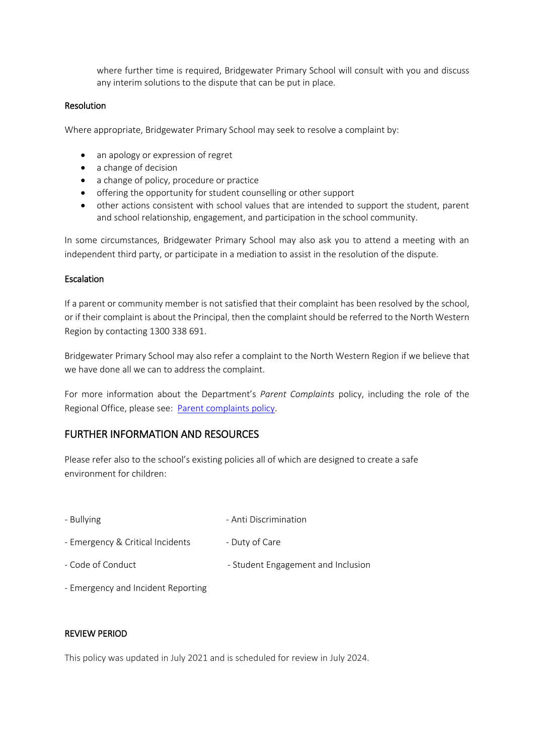where further time is required, Bridgewater Primary School will consult with you and discuss any interim solutions to the dispute that can be put in place.

### Resolution

Where appropriate, Bridgewater Primary School may seek to resolve a complaint by:

- an apology or expression of regret
- a change of decision
- a change of policy, procedure or practice
- offering the opportunity for student counselling or other support
- other actions consistent with school values that are intended to support the student, parent and school relationship, engagement, and participation in the school community.

In some circumstances, Bridgewater Primary School may also ask you to attend a meeting with an independent third party, or participate in a mediation to assist in the resolution of the dispute.

### Escalation

If a parent or community member is not satisfied that their complaint has been resolved by the school, or if their complaint is about the Principal, then the complaint should be referred to the North Western Region by contacting 1300 338 691.

Bridgewater Primary School may also refer a complaint to the North Western Region if we believe that we have done all we can to address the complaint.

For more information about the Department's *Parent Complaints* policy, including the role of the Regional Office, please see: [Parent complaints policy](Parent complaints policy).

## FURTHER INFORMATION AND RESOURCES

Please refer also to the school's existing policies all of which are designed to create a safe environment for children:

- Bullying
- Anti Discrimination
- Emergency & Critical Incidents
- Duty of Care
- Code of Conduct
- Student Engagement and Inclusion
- Emergency and Incident Reporting

### REVIEW PERIOD

This policy was updated in July 2021 and is scheduled for review in July 2024.